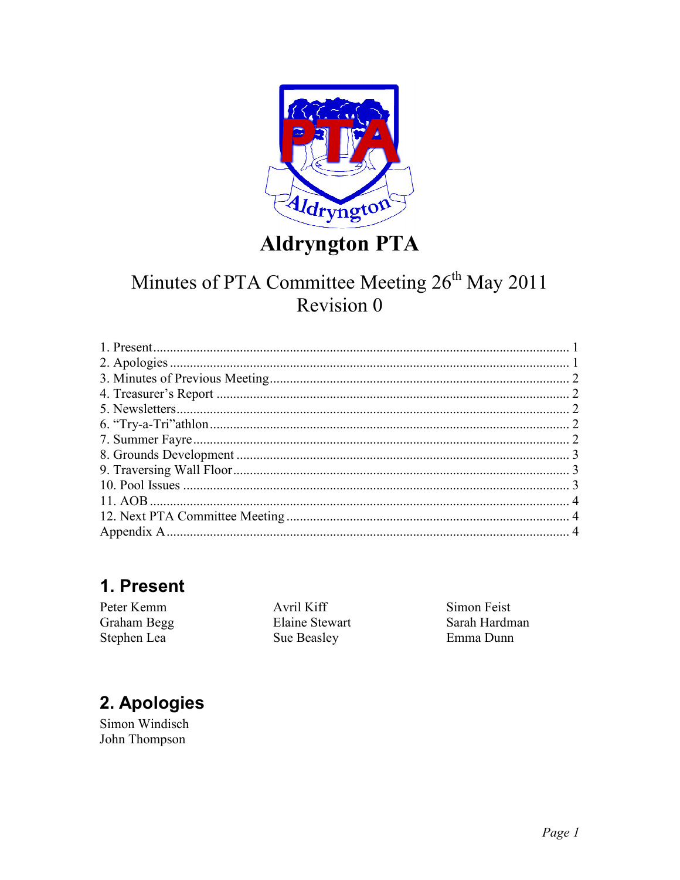# Aldryngton PTA

Minutes of PTA Committee Meeting 26th May 2011
Revision 0

1. Present ........ 1
2. Apologies ........ 1
3. Minutes of Previous Meeting ........ 2
4. Treasurer's Report ........ 2
5. Newsletters ........ 2
6. "Try-a-Tri"athlon ........ 2
7. Summer Fayre ........ 2
8. Grounds Development ........ 3
9. Traversing Wall Floor ........ 3
10. Pool Issues ........ 3
11. AOB ........ 4
12. Next PTA Committee Meeting ........ 4
Appendix A ........ 4

## 1. Present

Peter Kemm
Graham Begg
Stephen Lea
Avril Kiff
Elaine Stewart
Sue Beasley
Simon Feist
Sarah Hardman
Emma Dunn

## 2. Apologies

Simon Windisch
John Thompson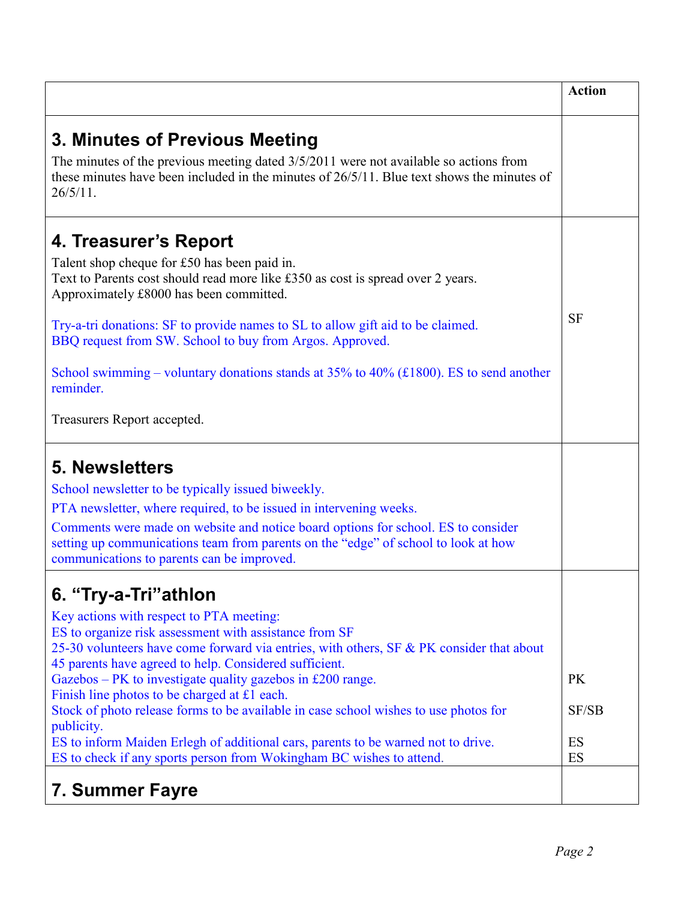| | Action |
|---|---|
| **3. Minutes of Previous Meeting**<br>The minutes of the previous meeting dated 3/5/2011 were not available so actions from these minutes have been included in the minutes of 26/5/11. Blue text shows the minutes of 26/5/11. | |
| **4. Treasurer's Report**<br>Talent shop cheque for £50 has been paid in.<br>Text to Parents cost should read more like £350 as cost is spread over 2 years.<br>Approximately £8000 has been committed.<br><br>Try-a-tri donations: SF to provide names to SL to allow gift aid to be claimed.<br>BBQ request from SW. School to buy from Argos. Approved.<br><br>School swimming – voluntary donations stands at 35% to 40% (£1800). ES to send another reminder.<br><br>Treasurers Report accepted. | SF |
| **5. Newsletters**<br>School newsletter to be typically issued biweekly.<br>PTA newsletter, where required, to be issued in intervening weeks.<br>Comments were made on website and notice board options for school. ES to consider setting up communications team from parents on the "edge" of school to look at how communications to parents can be improved. | |
| **6. "Try-a-Tri"athlon**<br>Key actions with respect to PTA meeting:<br>ES to organize risk assessment with assistance from SF<br>25-30 volunteers have come forward via entries, with others, SF & PK consider that about 45 parents have agreed to help. Considered sufficient.<br>Gazebos – PK to investigate quality gazebos in £200 range.<br>Finish line photos to be charged at £1 each.<br>Stock of photo release forms to be available in case school wishes to use photos for publicity.<br>ES to inform Maiden Erlegh of additional cars, parents to be warned not to drive.<br>ES to check if any sports person from Wokingham BC wishes to attend. | PK<br><br>SF/SB<br><br>ES<br>ES |
| **7. Summer Fayre** | |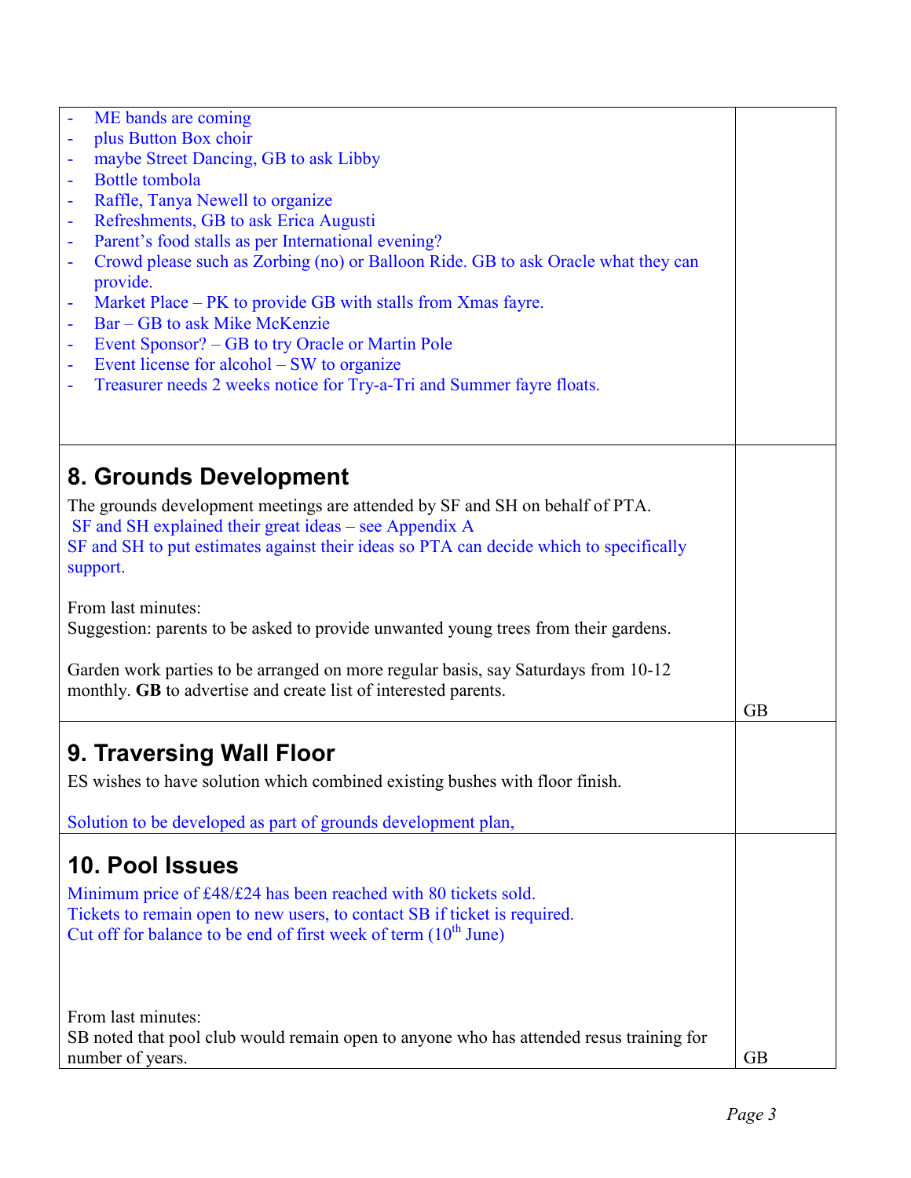| | |
|---|---|
| - ME bands are coming<br>- plus Button Box choir<br>- maybe Street Dancing, GB to ask Libby<br>- Bottle tombola<br>- Raffle, Tanya Newell to organize<br>- Refreshments, GB to ask Erica Augusti<br>- Parent's food stalls as per International evening?<br>- Crowd please such as Zorbing (no) or Balloon Ride. GB to ask Oracle what they can provide.<br>- Market Place – PK to provide GB with stalls from Xmas fayre.<br>- Bar – GB to ask Mike McKenzie<br>- Event Sponsor? – GB to try Oracle or Martin Pole<br>- Event license for alcohol – SW to organize<br>- Treasurer needs 2 weeks notice for Try-a-Tri and Summer fayre floats. | |
| **8. Grounds Development**<br><br>The grounds development meetings are attended by SF and SH on behalf of PTA.<br>SF and SH explained their great ideas – see Appendix A<br>SF and SH to put estimates against their ideas so PTA can decide which to specifically support.<br><br>From last minutes:<br>Suggestion: parents to be asked to provide unwanted young trees from their gardens.<br><br>Garden work parties to be arranged on more regular basis, say Saturdays from 10-12 monthly. **GB** to advertise and create list of interested parents. | GB |
| **9. Traversing Wall Floor**<br><br>ES wishes to have solution which combined existing bushes with floor finish.<br><br>Solution to be developed as part of grounds development plan, | |
| **10. Pool Issues**<br><br>Minimum price of £48/£24 has been reached with 80 tickets sold.<br>Tickets to remain open to new users, to contact SB if ticket is required.<br>Cut off for balance to be end of first week of term (10th June)<br><br>From last minutes:<br>SB noted that pool club would remain open to anyone who has attended resus training for number of years. | GB |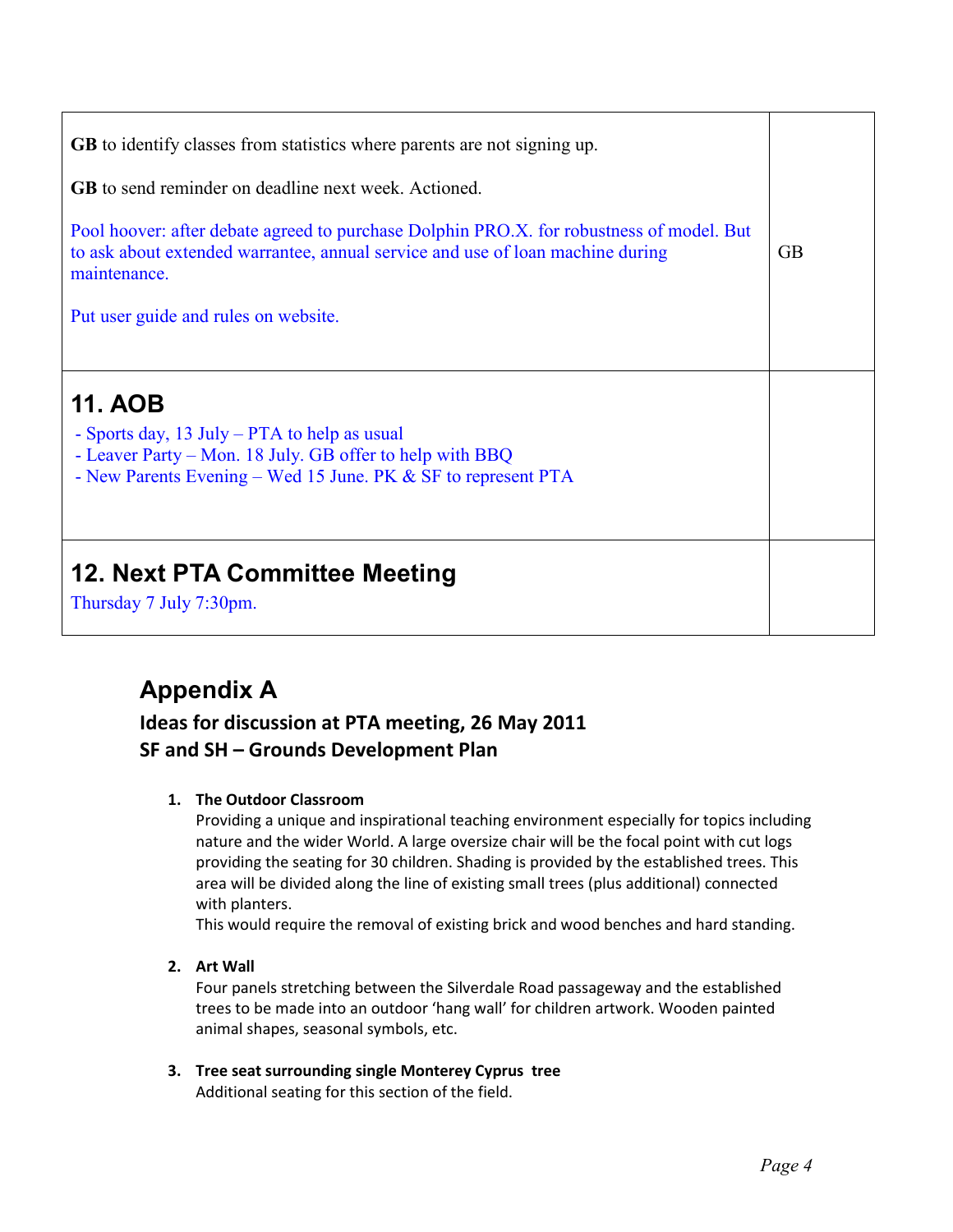| | |
|---|---|
| **GB** to identify classes from statistics where parents are not signing up.<br><br>**GB** to send reminder on deadline next week. Actioned.<br><br>Pool hoover: after debate agreed to purchase Dolphin PRO.X. for robustness of model. But to ask about extended warrantee, annual service and use of loan machine during maintenance.<br><br>Put user guide and rules on website. | GB |
| **11. AOB**<br>- Sports day, 13 July – PTA to help as usual<br>- Leaver Party – Mon. 18 July. GB offer to help with BBQ<br>- New Parents Evening – Wed 15 June. PK & SF to represent PTA | |
| **12. Next PTA Committee Meeting**<br>Thursday 7 July 7:30pm. | |

## Appendix A

### Ideas for discussion at PTA meeting, 26 May 2011
### SF and SH – Grounds Development Plan

1. **The Outdoor Classroom**
   Providing a unique and inspirational teaching environment especially for topics including nature and the wider World. A large oversize chair will be the focal point with cut logs providing the seating for 30 children. Shading is provided by the established trees. This area will be divided along the line of existing small trees (plus additional) connected with planters.
   This would require the removal of existing brick and wood benches and hard standing.

2. **Art Wall**
   Four panels stretching between the Silverdale Road passageway and the established trees to be made into an outdoor 'hang wall' for children artwork. Wooden painted animal shapes, seasonal symbols, etc.

3. **Tree seat surrounding single Monterey Cyprus tree**
   Additional seating for this section of the field.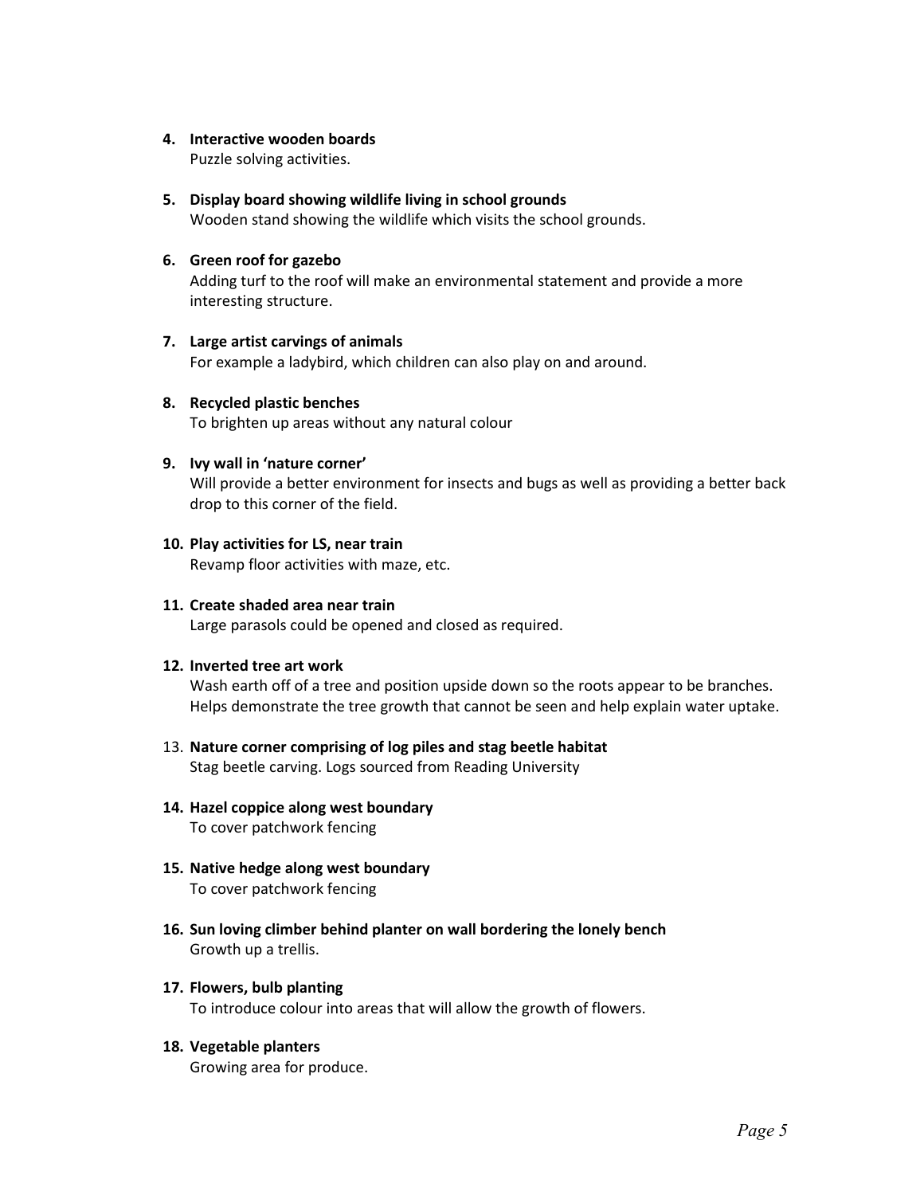4. **Interactive wooden boards**
   Puzzle solving activities.

5. **Display board showing wildlife living in school grounds**
   Wooden stand showing the wildlife which visits the school grounds.

6. **Green roof for gazebo**
   Adding turf to the roof will make an environmental statement and provide a more interesting structure.

7. **Large artist carvings of animals**
   For example a ladybird, which children can also play on and around.

8. **Recycled plastic benches**
   To brighten up areas without any natural colour

9. **Ivy wall in 'nature corner'**
   Will provide a better environment for insects and bugs as well as providing a better back drop to this corner of the field.

10. **Play activities for LS, near train**
    Revamp floor activities with maze, etc.

11. **Create shaded area near train**
    Large parasols could be opened and closed as required.

12. **Inverted tree art work**
    Wash earth off of a tree and position upside down so the roots appear to be branches. Helps demonstrate the tree growth that cannot be seen and help explain water uptake.

13. **Nature corner comprising of log piles and stag beetle habitat**
    Stag beetle carving. Logs sourced from Reading University

14. **Hazel coppice along west boundary**
    To cover patchwork fencing

15. **Native hedge along west boundary**
    To cover patchwork fencing

16. **Sun loving climber behind planter on wall bordering the lonely bench**
    Growth up a trellis.

17. **Flowers, bulb planting**
    To introduce colour into areas that will allow the growth of flowers.

18. **Vegetable planters**
    Growing area for produce.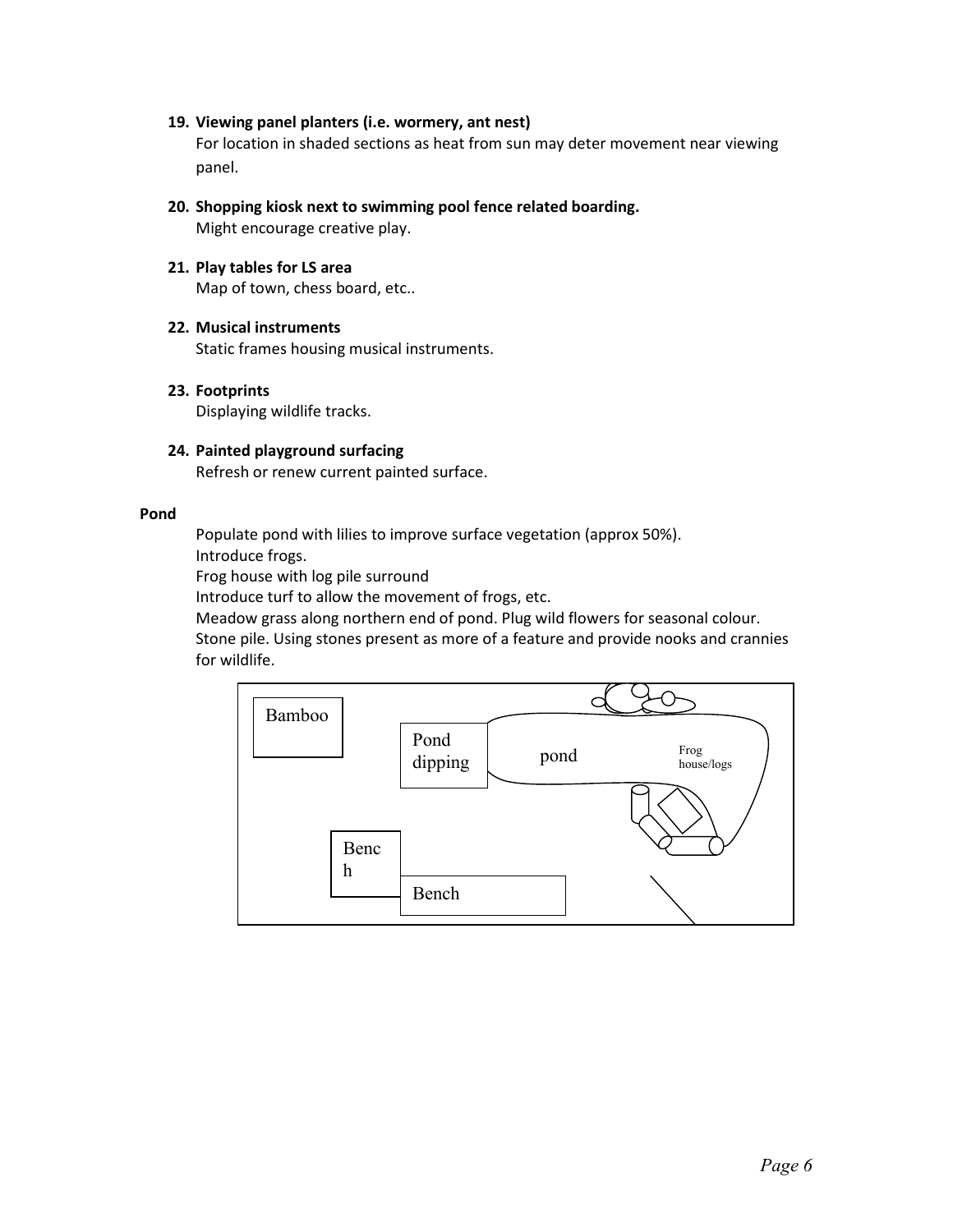19. **Viewing panel planters (i.e. wormery, ant nest)**
    For location in shaded sections as heat from sun may deter movement near viewing panel.

20. **Shopping kiosk next to swimming pool fence related boarding.**
    Might encourage creative play.

21. **Play tables for LS area**
    Map of town, chess board, etc..

22. **Musical instruments**
    Static frames housing musical instruments.

23. **Footprints**
    Displaying wildlife tracks.

24. **Painted playground surfacing**
    Refresh or renew current painted surface.

**Pond**

Populate pond with lilies to improve surface vegetation (approx 50%).
Introduce frogs.
Frog house with log pile surround
Introduce turf to allow the movement of frogs, etc.
Meadow grass along northern end of pond. Plug wild flowers for seasonal colour.
Stone pile. Using stones present as more of a feature and provide nooks and crannies for wildlife.

Bamboo
Pond dipping
pond
Frog house/logs
Bench
Bench